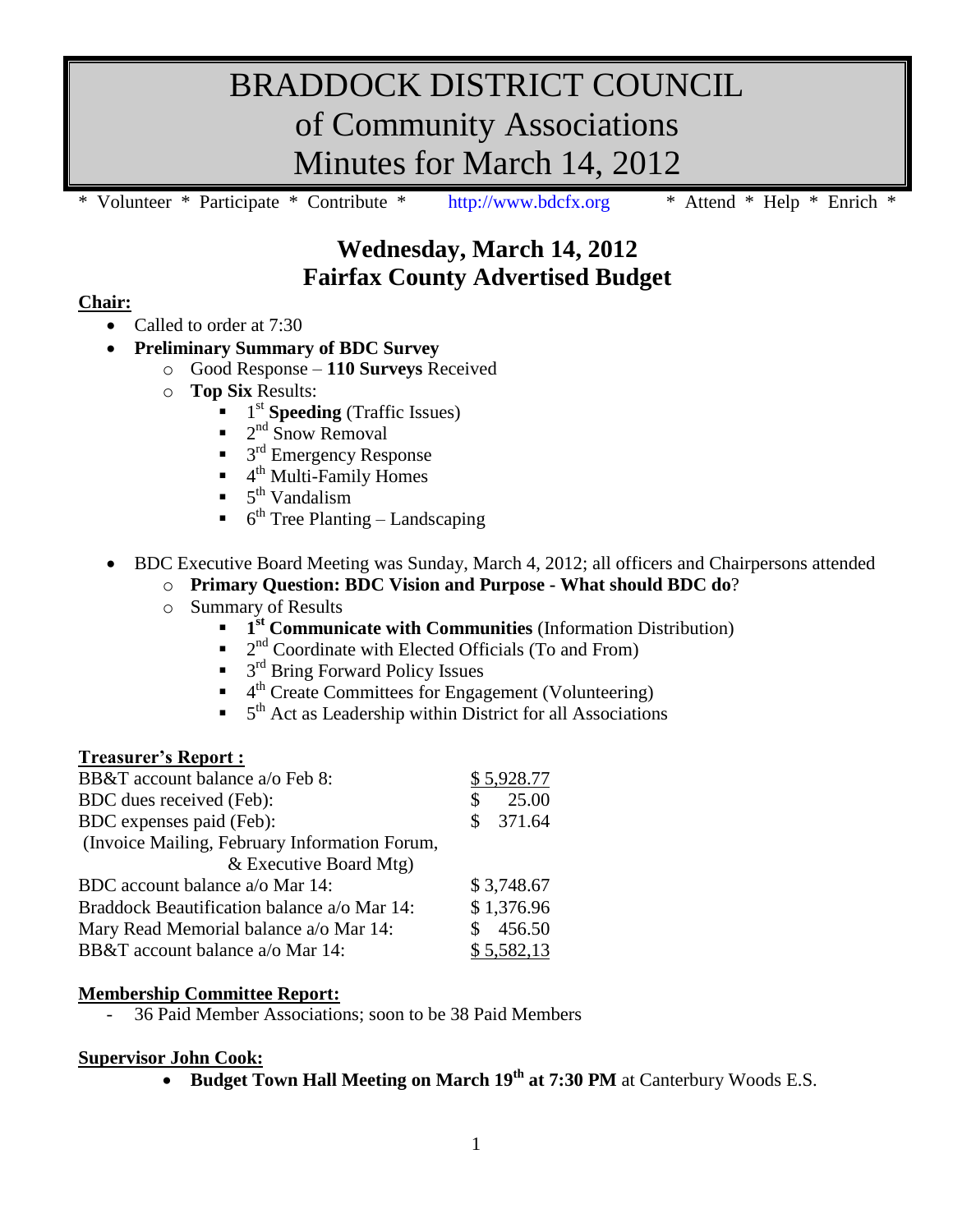# BRADDOCK DISTRICT COUNCIL
# of Community Associations
# Minutes for March 14, 2012

\* Volunteer \* Participate \* Contribute \* http://www.bdcfx.org \* Attend \* Help \* Enrich \*

## Wednesday, March 14, 2012
## Fairfax County Advertised Budget

**Chair:**

- Called to order at 7:30
- **Preliminary Summary of BDC Survey**
  - Good Response – **110 Surveys** Received
  - **Top Six** Results:
    - 1st **Speeding** (Traffic Issues)
    - 2nd Snow Removal
    - 3rd Emergency Response
    - 4th Multi-Family Homes
    - 5th Vandalism
    - 6th Tree Planting – Landscaping
- BDC Executive Board Meeting was Sunday, March 4, 2012; all officers and Chairpersons attended
  - **Primary Question: BDC Vision and Purpose - What should BDC do**?
  - Summary of Results
    - **1st Communicate with Communities** (Information Distribution)
    - 2nd Coordinate with Elected Officials (To and From)
    - 3rd Bring Forward Policy Issues
    - 4th Create Committees for Engagement (Volunteering)
    - 5th Act as Leadership within District for all Associations

**Treasurer's Report :**

| | |
|---|---|
| BB&T account balance a/o Feb 8: | $ 5,928.77 |
| BDC dues received (Feb): | $ 25.00 |
| BDC expenses paid (Feb): (Invoice Mailing, February Information Forum, & Executive Board Mtg) | $ 371.64 |
| BDC account balance a/o Mar 14: | $ 3,748.67 |
| Braddock Beautification balance a/o Mar 14: | $ 1,376.96 |
| Mary Read Memorial balance a/o Mar 14: | $ 456.50 |
| BB&T account balance a/o Mar 14: | $ 5,582,13 |

**Membership Committee Report:**

- 36 Paid Member Associations; soon to be 38 Paid Members

**Supervisor John Cook:**

- **Budget Town Hall Meeting on March 19th at 7:30 PM** at Canterbury Woods E.S.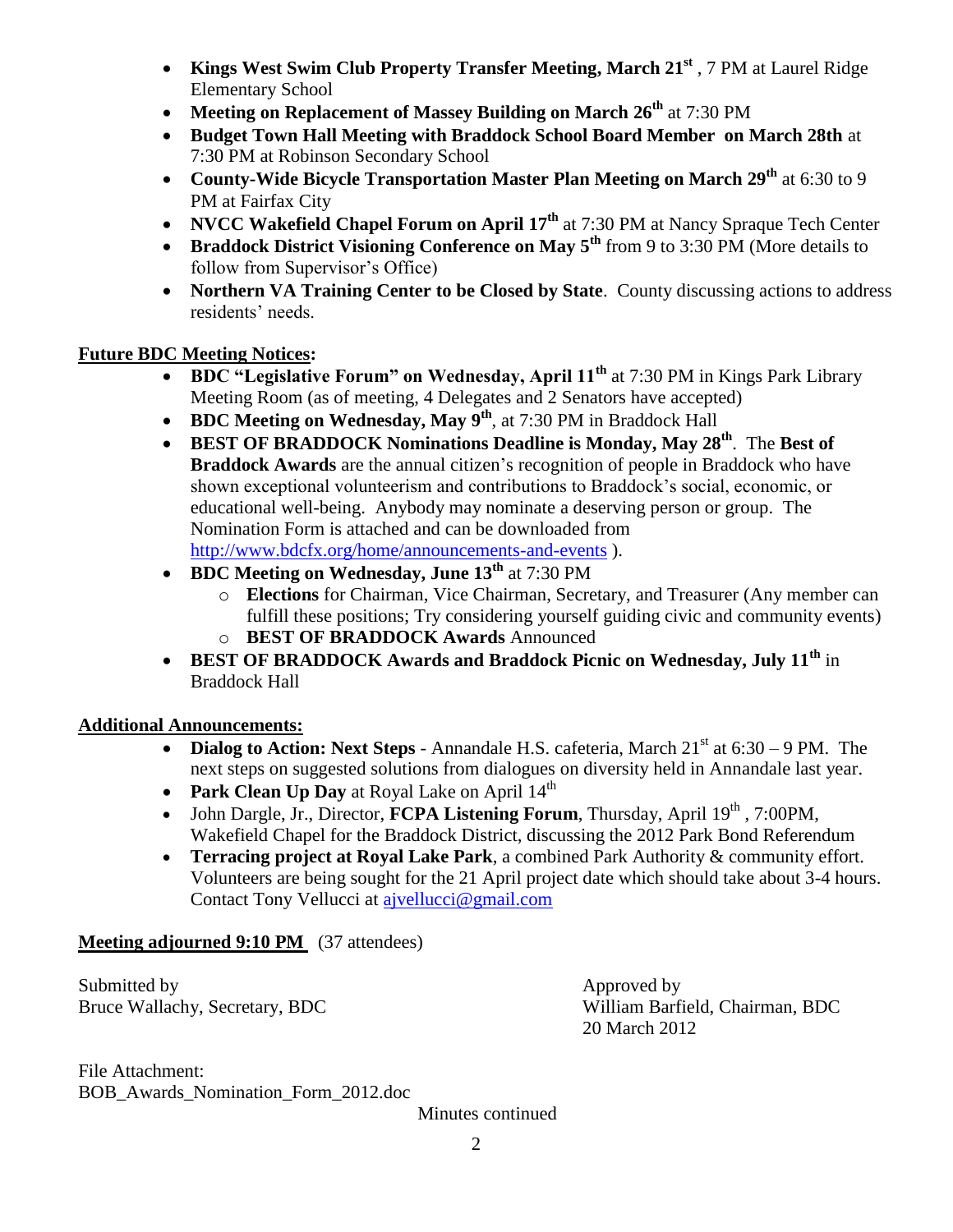- **Kings West Swim Club Property Transfer Meeting, March 21st** , 7 PM at Laurel Ridge Elementary School
- **Meeting on Replacement of Massey Building on March 26th** at 7:30 PM
- **Budget Town Hall Meeting with Braddock School Board Member on March 28th** at 7:30 PM at Robinson Secondary School
- **County-Wide Bicycle Transportation Master Plan Meeting on March 29th** at 6:30 to 9 PM at Fairfax City
- **NVCC Wakefield Chapel Forum on April 17th** at 7:30 PM at Nancy Spraque Tech Center
- **Braddock District Visioning Conference on May 5th** from 9 to 3:30 PM (More details to follow from Supervisor's Office)
- **Northern VA Training Center to be Closed by State**. County discussing actions to address residents' needs.

**Future BDC Meeting Notices:**

- **BDC "Legislative Forum" on Wednesday, April 11th** at 7:30 PM in Kings Park Library Meeting Room (as of meeting, 4 Delegates and 2 Senators have accepted)
- **BDC Meeting on Wednesday, May 9th**, at 7:30 PM in Braddock Hall
- **BEST OF BRADDOCK Nominations Deadline is Monday, May 28th**. The **Best of Braddock Awards** are the annual citizen's recognition of people in Braddock who have shown exceptional volunteerism and contributions to Braddock's social, economic, or educational well-being. Anybody may nominate a deserving person or group. The Nomination Form is attached and can be downloaded from http://www.bdcfx.org/home/announcements-and-events ).
- **BDC Meeting on Wednesday, June 13th** at 7:30 PM
  - **Elections** for Chairman, Vice Chairman, Secretary, and Treasurer (Any member can fulfill these positions; Try considering yourself guiding civic and community events)
  - **BEST OF BRADDOCK Awards** Announced
- **BEST OF BRADDOCK Awards and Braddock Picnic on Wednesday, July 11th** in Braddock Hall

**Additional Announcements:**

- **Dialog to Action: Next Steps** - Annandale H.S. cafeteria, March 21st at 6:30 – 9 PM. The next steps on suggested solutions from dialogues on diversity held in Annandale last year.
- **Park Clean Up Day** at Royal Lake on April 14th
- John Dargle, Jr., Director, **FCPA Listening Forum**, Thursday, April 19th , 7:00PM, Wakefield Chapel for the Braddock District, discussing the 2012 Park Bond Referendum
- **Terracing project at Royal Lake Park**, a combined Park Authority & community effort. Volunteers are being sought for the 21 April project date which should take about 3-4 hours. Contact Tony Vellucci at ajvellucci@gmail.com

**Meeting adjourned 9:10 PM** (37 attendees)

Submitted by
Bruce Wallachy, Secretary, BDC

Approved by
William Barfield, Chairman, BDC
20 March 2012

File Attachment:
BOB_Awards_Nomination_Form_2012.doc

Minutes continued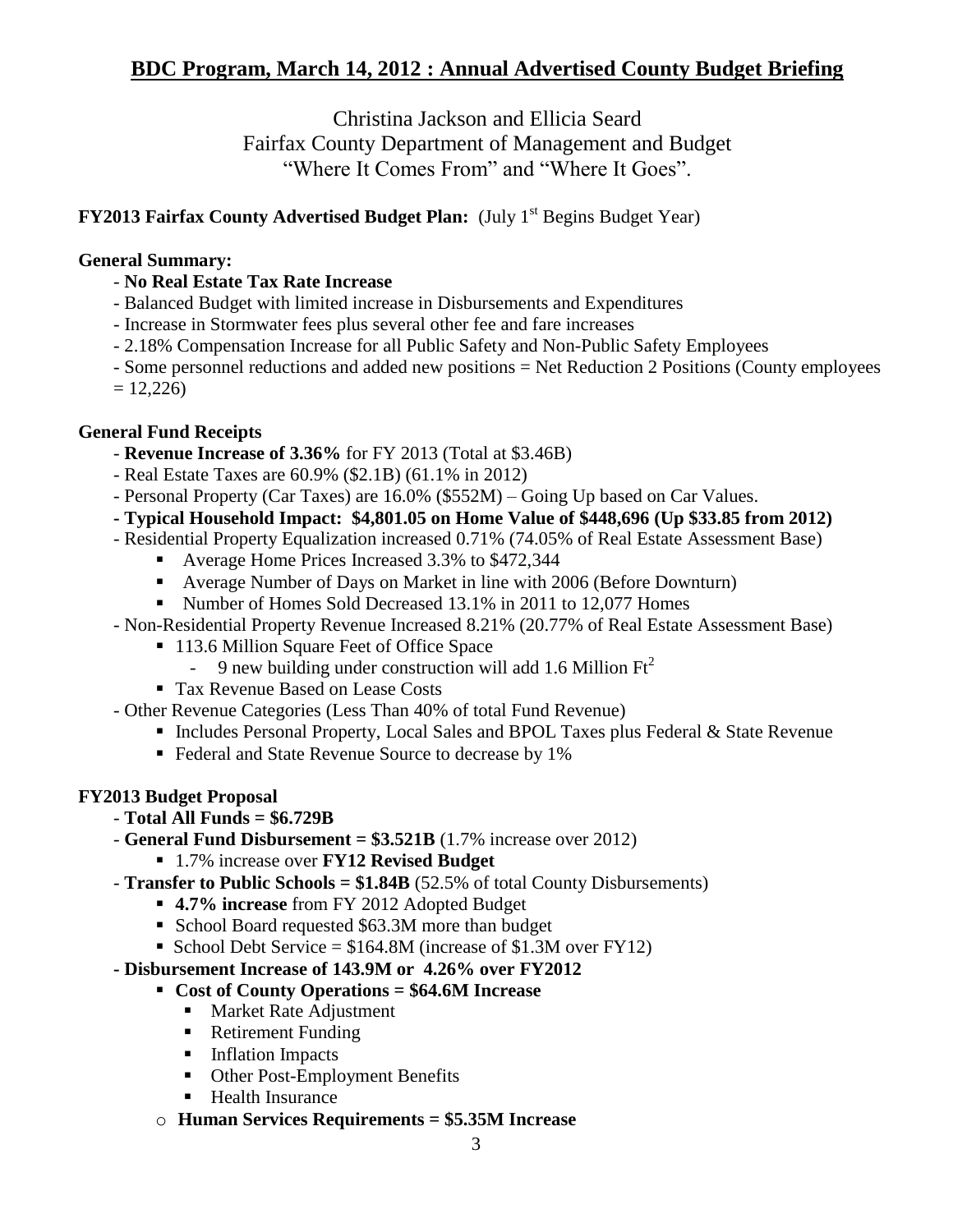## BDC Program, March 14, 2012 : Annual Advertised County Budget Briefing

Christina Jackson and Ellicia Seard
Fairfax County Department of Management and Budget
"Where It Comes From" and "Where It Goes".

**FY2013 Fairfax County Advertised Budget Plan:** (July 1st Begins Budget Year)

**General Summary:**

- **No Real Estate Tax Rate Increase**
- Balanced Budget with limited increase in Disbursements and Expenditures
- Increase in Stormwater fees plus several other fee and fare increases
- 2.18% Compensation Increase for all Public Safety and Non-Public Safety Employees
- Some personnel reductions and added new positions = Net Reduction 2 Positions (County employees = 12,226)

**General Fund Receipts**

- **Revenue Increase of 3.36%** for FY 2013 (Total at $3.46B)
- Real Estate Taxes are 60.9% ($2.1B) (61.1% in 2012)
- Personal Property (Car Taxes) are 16.0% ($552M) – Going Up based on Car Values.
- **Typical Household Impact: $4,801.05 on Home Value of $448,696 (Up $33.85 from 2012)**
- Residential Property Equalization increased 0.71% (74.05% of Real Estate Assessment Base)
  - Average Home Prices Increased 3.3% to $472,344
  - Average Number of Days on Market in line with 2006 (Before Downturn)
  - Number of Homes Sold Decreased 13.1% in 2011 to 12,077 Homes
- Non-Residential Property Revenue Increased 8.21% (20.77% of Real Estate Assessment Base)
  - 113.6 Million Square Feet of Office Space
    - 9 new building under construction will add 1.6 Million $Ft^2$
  - Tax Revenue Based on Lease Costs
- Other Revenue Categories (Less Than 40% of total Fund Revenue)
  - Includes Personal Property, Local Sales and BPOL Taxes plus Federal & State Revenue
  - Federal and State Revenue Source to decrease by 1%

**FY2013 Budget Proposal**

- **Total All Funds = $6.729B**
- **General Fund Disbursement = $3.521B** (1.7% increase over 2012)
  - 1.7% increase over **FY12 Revised Budget**
- **Transfer to Public Schools = $1.84B** (52.5% of total County Disbursements)
  - **4.7% increase** from FY 2012 Adopted Budget
  - School Board requested $63.3M more than budget
  - School Debt Service = $164.8M (increase of $1.3M over FY12)
- **Disbursement Increase of 143.9M or 4.26% over FY2012**
  - **Cost of County Operations = $64.6M Increase**
    - Market Rate Adjustment
    - Retirement Funding
    - Inflation Impacts
    - Other Post-Employment Benefits
    - Health Insurance
  - **Human Services Requirements = $5.35M Increase**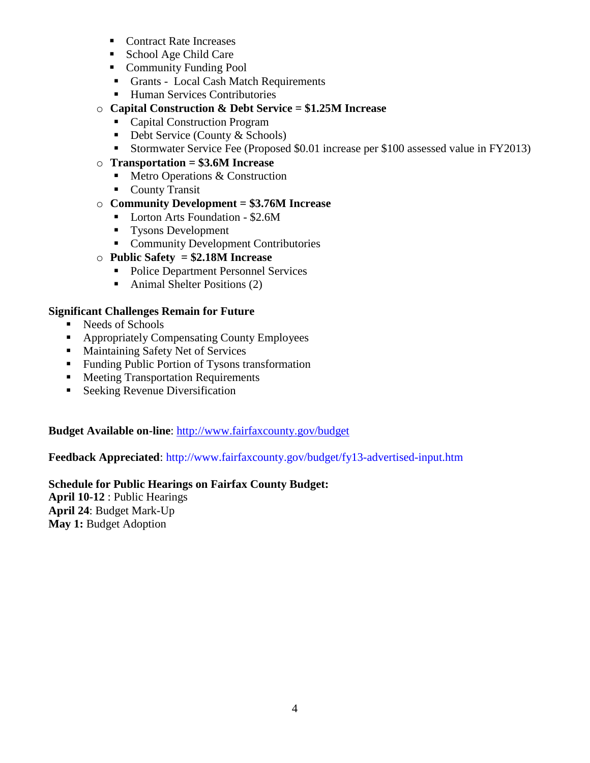- Contract Rate Increases
    - School Age Child Care
    - Community Funding Pool
    - Grants - Local Cash Match Requirements
    - Human Services Contributories
  - **Capital Construction & Debt Service = $1.25M Increase**
    - Capital Construction Program
    - Debt Service (County & Schools)
    - Stormwater Service Fee (Proposed $0.01 increase per $100 assessed value in FY2013)
  - **Transportation = $3.6M Increase**
    - Metro Operations & Construction
    - County Transit
  - **Community Development = $3.76M Increase**
    - Lorton Arts Foundation - $2.6M
    - Tysons Development
    - Community Development Contributories
  - **Public Safety = $2.18M Increase**
    - Police Department Personnel Services
    - Animal Shelter Positions (2)

**Significant Challenges Remain for Future**

- Needs of Schools
- Appropriately Compensating County Employees
- Maintaining Safety Net of Services
- Funding Public Portion of Tysons transformation
- Meeting Transportation Requirements
- Seeking Revenue Diversification

**Budget Available on-line**: http://www.fairfaxcounty.gov/budget

**Feedback Appreciated**: http://www.fairfaxcounty.gov/budget/fy13-advertised-input.htm

**Schedule for Public Hearings on Fairfax County Budget:**
**April 10-12** : Public Hearings
**April 24**: Budget Mark-Up
**May 1:** Budget Adoption